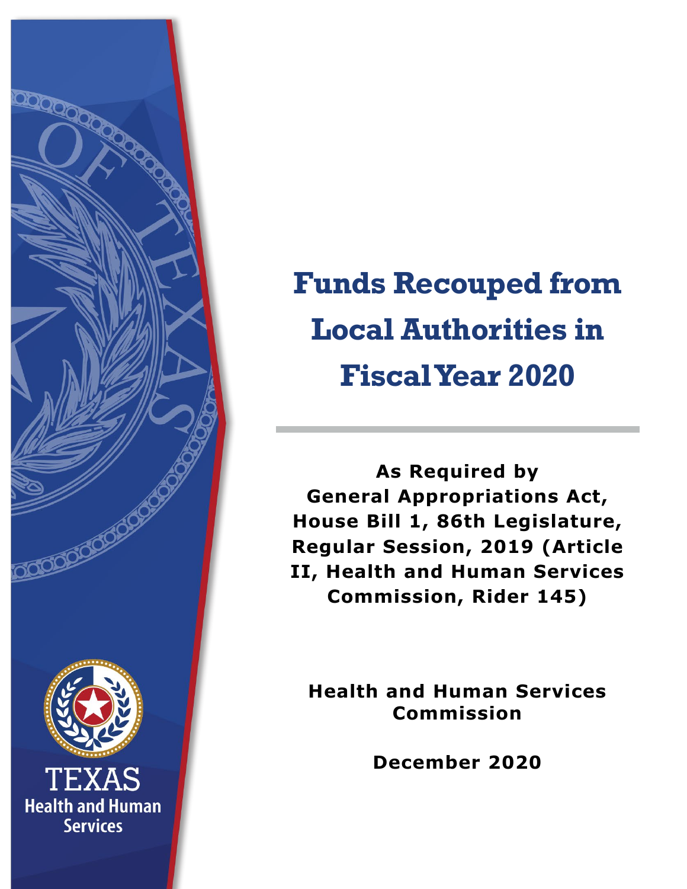# Funds Recouped from Local Authorities in Fiscal Year 2020

**As Required by General Appropriations Act, House Bill 1, 86th Legislature, Regular Session, 2019 (Article II, Health and Human Services Commission, Rider 145)**

**Health and Human Services Commission**

**December 2020**

TEXAS Health and Human Services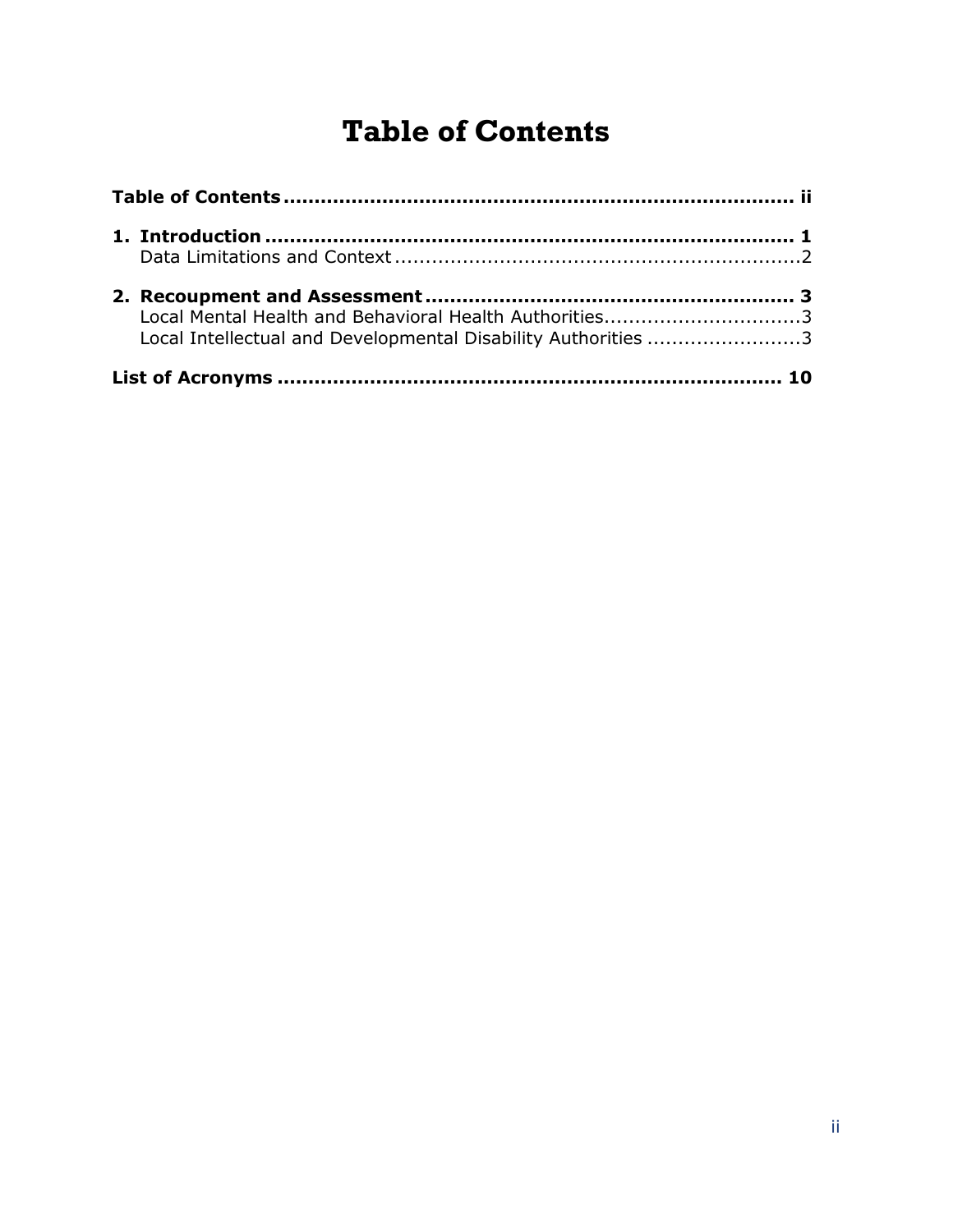# Table of Contents

**Table of Contents** ..... ii

**1. Introduction** ..... 1

Data Limitations and Context ..... 2

**2. Recoupment and Assessment** ..... 3

Local Mental Health and Behavioral Health Authorities ..... 3

Local Intellectual and Developmental Disability Authorities ..... 3

**List of Acronyms** ..... 10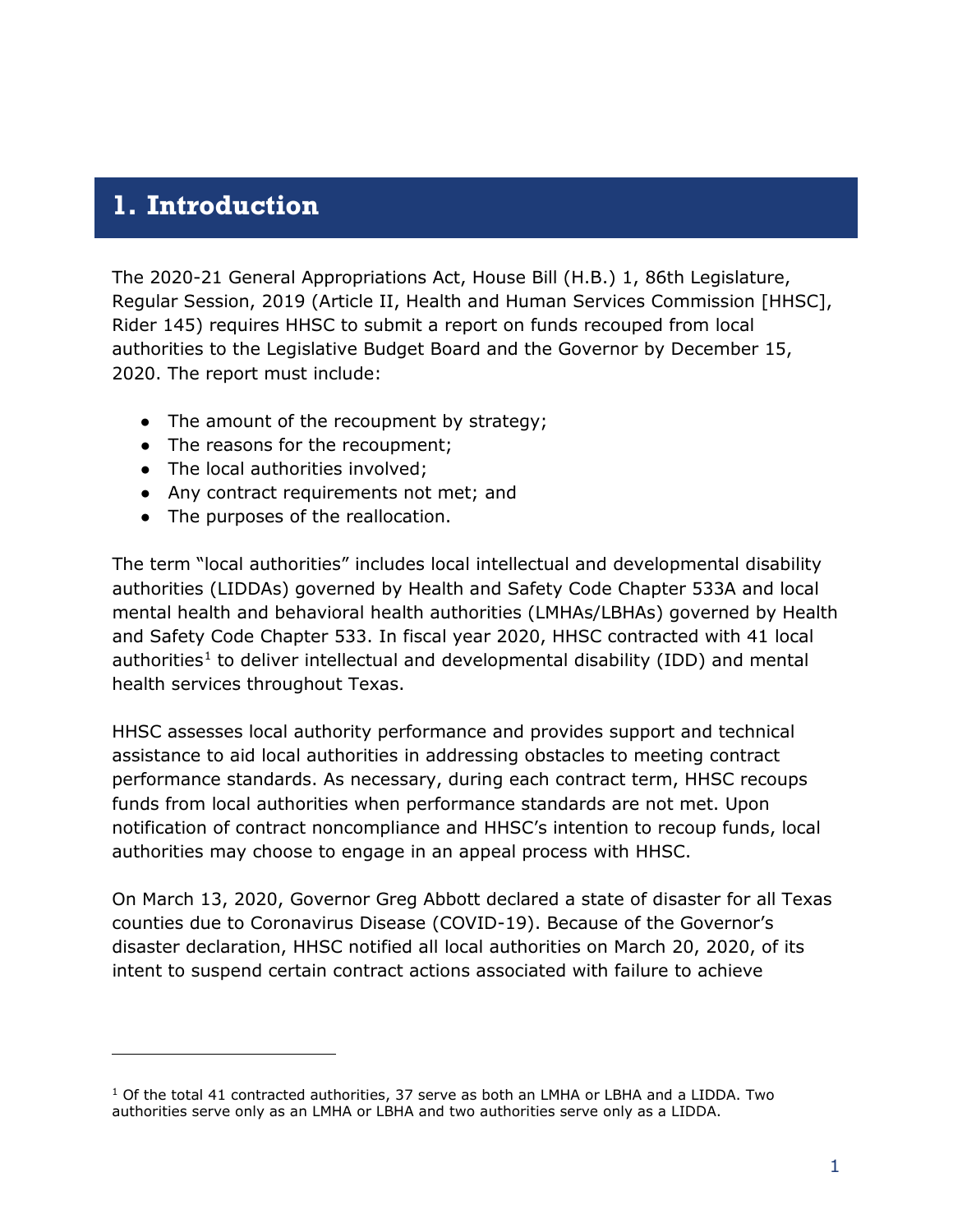# 1. Introduction

The 2020-21 General Appropriations Act, House Bill (H.B.) 1, 86th Legislature, Regular Session, 2019 (Article II, Health and Human Services Commission [HHSC], Rider 145) requires HHSC to submit a report on funds recouped from local authorities to the Legislative Budget Board and the Governor by December 15, 2020. The report must include:

- The amount of the recoupment by strategy;
- The reasons for the recoupment;
- The local authorities involved;
- Any contract requirements not met; and
- The purposes of the reallocation.

The term "local authorities" includes local intellectual and developmental disability authorities (LIDDAs) governed by Health and Safety Code Chapter 533A and local mental health and behavioral health authorities (LMHAs/LBHAs) governed by Health and Safety Code Chapter 533. In fiscal year 2020, HHSC contracted with 41 local authorities[1] to deliver intellectual and developmental disability (IDD) and mental health services throughout Texas.

HHSC assesses local authority performance and provides support and technical assistance to aid local authorities in addressing obstacles to meeting contract performance standards. As necessary, during each contract term, HHSC recoups funds from local authorities when performance standards are not met. Upon notification of contract noncompliance and HHSC's intention to recoup funds, local authorities may choose to engage in an appeal process with HHSC.

On March 13, 2020, Governor Greg Abbott declared a state of disaster for all Texas counties due to Coronavirus Disease (COVID-19). Because of the Governor's disaster declaration, HHSC notified all local authorities on March 20, 2020, of its intent to suspend certain contract actions associated with failure to achieve

[1] Of the total 41 contracted authorities, 37 serve as both an LMHA or LBHA and a LIDDA. Two authorities serve only as an LMHA or LBHA and two authorities serve only as a LIDDA.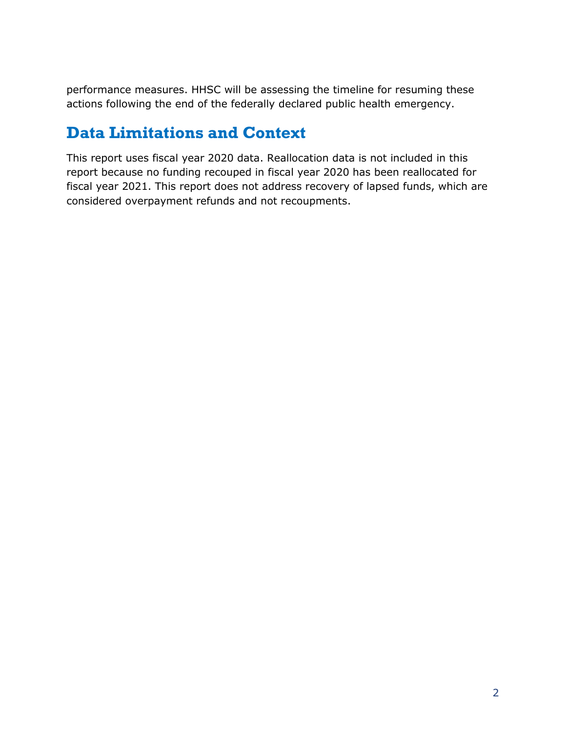performance measures. HHSC will be assessing the timeline for resuming these actions following the end of the federally declared public health emergency.

## Data Limitations and Context

This report uses fiscal year 2020 data. Reallocation data is not included in this report because no funding recouped in fiscal year 2020 has been reallocated for fiscal year 2021. This report does not address recovery of lapsed funds, which are considered overpayment refunds and not recoupments.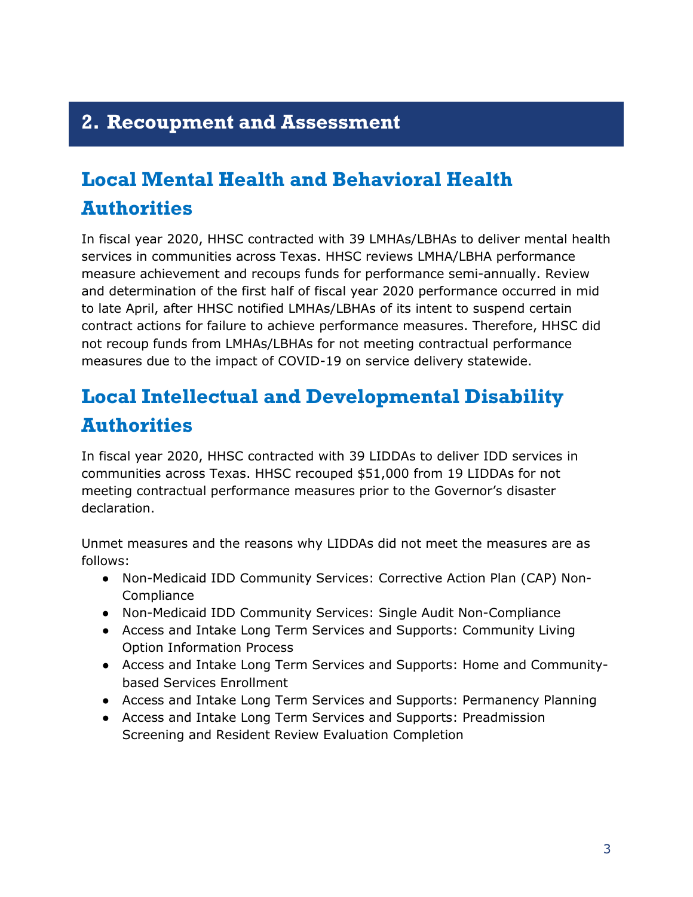# 2. Recoupment and Assessment

## Local Mental Health and Behavioral Health Authorities

In fiscal year 2020, HHSC contracted with 39 LMHAs/LBHAs to deliver mental health services in communities across Texas. HHSC reviews LMHA/LBHA performance measure achievement and recoups funds for performance semi-annually. Review and determination of the first half of fiscal year 2020 performance occurred in mid to late April, after HHSC notified LMHAs/LBHAs of its intent to suspend certain contract actions for failure to achieve performance measures. Therefore, HHSC did not recoup funds from LMHAs/LBHAs for not meeting contractual performance measures due to the impact of COVID-19 on service delivery statewide.

## Local Intellectual and Developmental Disability Authorities

In fiscal year 2020, HHSC contracted with 39 LIDDAs to deliver IDD services in communities across Texas. HHSC recouped $51,000 from 19 LIDDAs for not meeting contractual performance measures prior to the Governor's disaster declaration.

Unmet measures and the reasons why LIDDAs did not meet the measures are as follows:

- Non-Medicaid IDD Community Services: Corrective Action Plan (CAP) Non-Compliance
- Non-Medicaid IDD Community Services: Single Audit Non-Compliance
- Access and Intake Long Term Services and Supports: Community Living Option Information Process
- Access and Intake Long Term Services and Supports: Home and Community-based Services Enrollment
- Access and Intake Long Term Services and Supports: Permanency Planning
- Access and Intake Long Term Services and Supports: Preadmission Screening and Resident Review Evaluation Completion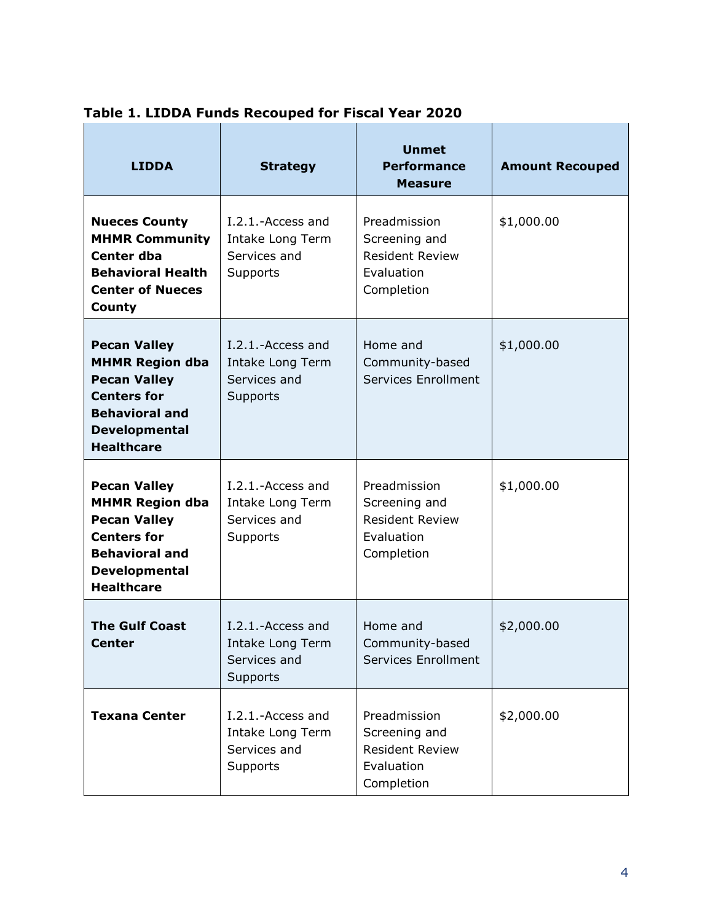**Table 1. LIDDA Funds Recouped for Fiscal Year 2020**

| LIDDA | Strategy | Unmet Performance Measure | Amount Recouped |
|---|---|---|---|
| **Nueces County MHMR Community Center dba Behavioral Health Center of Nueces County** | I.2.1.-Access and Intake Long Term Services and Supports | Preadmission Screening and Resident Review Evaluation Completion | $1,000.00 |
| **Pecan Valley MHMR Region dba Pecan Valley Centers for Behavioral and Developmental Healthcare** | I.2.1.-Access and Intake Long Term Services and Supports | Home and Community-based Services Enrollment | $1,000.00 |
| **Pecan Valley MHMR Region dba Pecan Valley Centers for Behavioral and Developmental Healthcare** | I.2.1.-Access and Intake Long Term Services and Supports | Preadmission Screening and Resident Review Evaluation Completion | $1,000.00 |
| **The Gulf Coast Center** | I.2.1.-Access and Intake Long Term Services and Supports | Home and Community-based Services Enrollment | $2,000.00 |
| **Texana Center** | I.2.1.-Access and Intake Long Term Services and Supports | Preadmission Screening and Resident Review Evaluation Completion | $2,000.00 |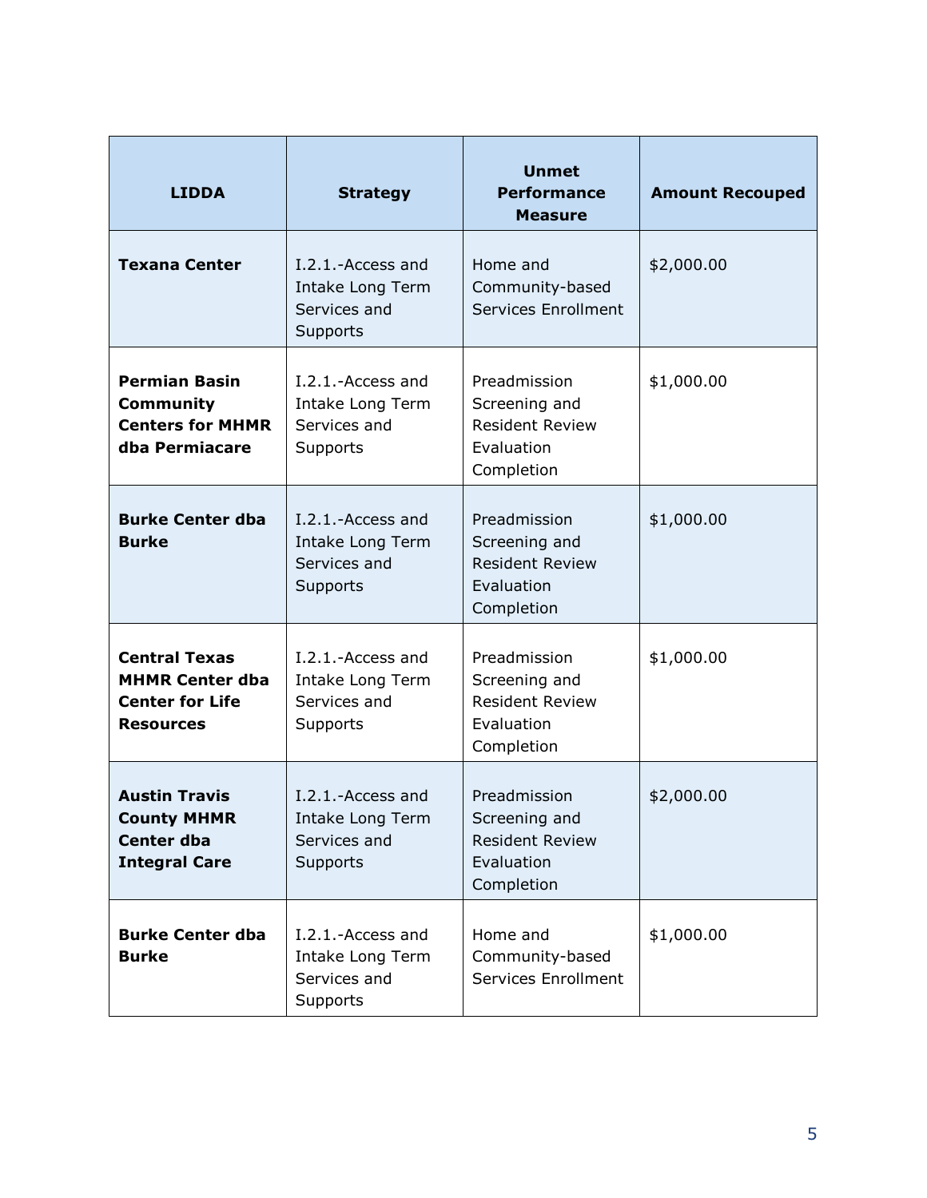| LIDDA | Strategy | Unmet Performance Measure | Amount Recouped |
| --- | --- | --- | --- |
| **Texana Center** | I.2.1.-Access and Intake Long Term Services and Supports | Home and Community-based Services Enrollment | $2,000.00 |
| **Permian Basin Community Centers for MHMR dba Permiacare** | I.2.1.-Access and Intake Long Term Services and Supports | Preadmission Screening and Resident Review Evaluation Completion | $1,000.00 |
| **Burke Center dba Burke** | I.2.1.-Access and Intake Long Term Services and Supports | Preadmission Screening and Resident Review Evaluation Completion | $1,000.00 |
| **Central Texas MHMR Center dba Center for Life Resources** | I.2.1.-Access and Intake Long Term Services and Supports | Preadmission Screening and Resident Review Evaluation Completion | $1,000.00 |
| **Austin Travis County MHMR Center dba Integral Care** | I.2.1.-Access and Intake Long Term Services and Supports | Preadmission Screening and Resident Review Evaluation Completion | $2,000.00 |
| **Burke Center dba Burke** | I.2.1.-Access and Intake Long Term Services and Supports | Home and Community-based Services Enrollment | $1,000.00 |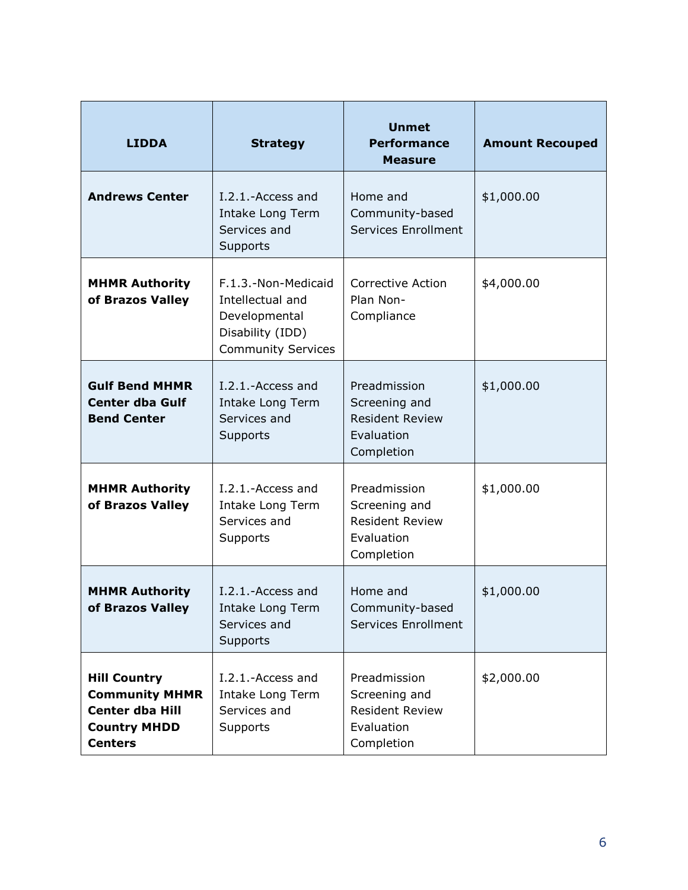| LIDDA | Strategy | Unmet Performance Measure | Amount Recouped |
| --- | --- | --- | --- |
| **Andrews Center** | I.2.1.-Access and Intake Long Term Services and Supports | Home and Community-based Services Enrollment | $1,000.00 |
| **MHMR Authority of Brazos Valley** | F.1.3.-Non-Medicaid Intellectual and Developmental Disability (IDD) Community Services | Corrective Action Plan Non-Compliance | $4,000.00 |
| **Gulf Bend MHMR Center dba Gulf Bend Center** | I.2.1.-Access and Intake Long Term Services and Supports | Preadmission Screening and Resident Review Evaluation Completion | $1,000.00 |
| **MHMR Authority of Brazos Valley** | I.2.1.-Access and Intake Long Term Services and Supports | Preadmission Screening and Resident Review Evaluation Completion | $1,000.00 |
| **MHMR Authority of Brazos Valley** | I.2.1.-Access and Intake Long Term Services and Supports | Home and Community-based Services Enrollment | $1,000.00 |
| **Hill Country Community MHMR Center dba Hill Country MHDD Centers** | I.2.1.-Access and Intake Long Term Services and Supports | Preadmission Screening and Resident Review Evaluation Completion | $2,000.00 |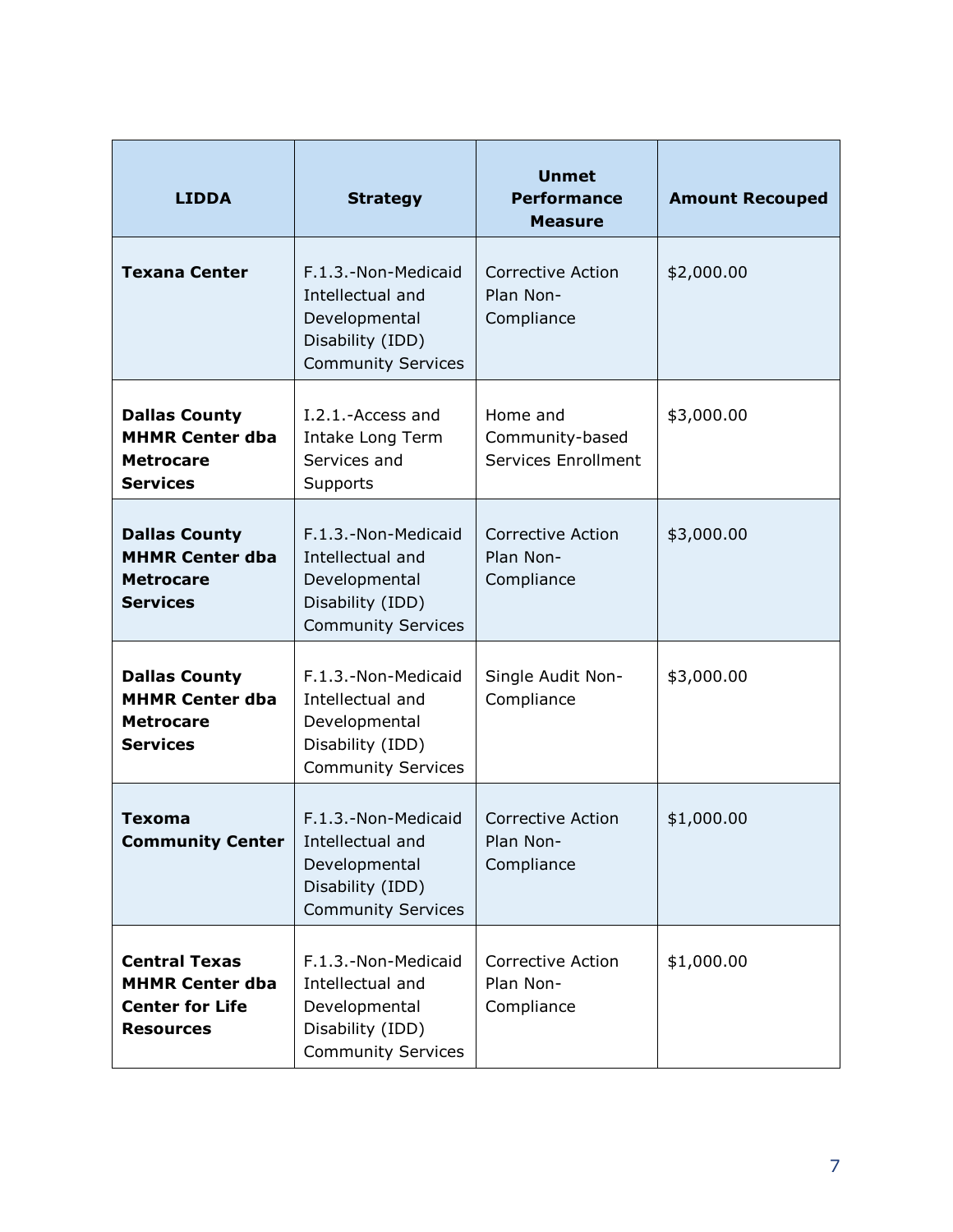| LIDDA | Strategy | Unmet Performance Measure | Amount Recouped |
|---|---|---|---|
| **Texana Center** | F.1.3.-Non-Medicaid Intellectual and Developmental Disability (IDD) Community Services | Corrective Action Plan Non-Compliance | $2,000.00 |
| **Dallas County MHMR Center dba Metrocare Services** | I.2.1.-Access and Intake Long Term Services and Supports | Home and Community-based Services Enrollment | $3,000.00 |
| **Dallas County MHMR Center dba Metrocare Services** | F.1.3.-Non-Medicaid Intellectual and Developmental Disability (IDD) Community Services | Corrective Action Plan Non-Compliance | $3,000.00 |
| **Dallas County MHMR Center dba Metrocare Services** | F.1.3.-Non-Medicaid Intellectual and Developmental Disability (IDD) Community Services | Single Audit Non-Compliance | $3,000.00 |
| **Texoma Community Center** | F.1.3.-Non-Medicaid Intellectual and Developmental Disability (IDD) Community Services | Corrective Action Plan Non-Compliance | $1,000.00 |
| **Central Texas MHMR Center dba Center for Life Resources** | F.1.3.-Non-Medicaid Intellectual and Developmental Disability (IDD) Community Services | Corrective Action Plan Non-Compliance | $1,000.00 |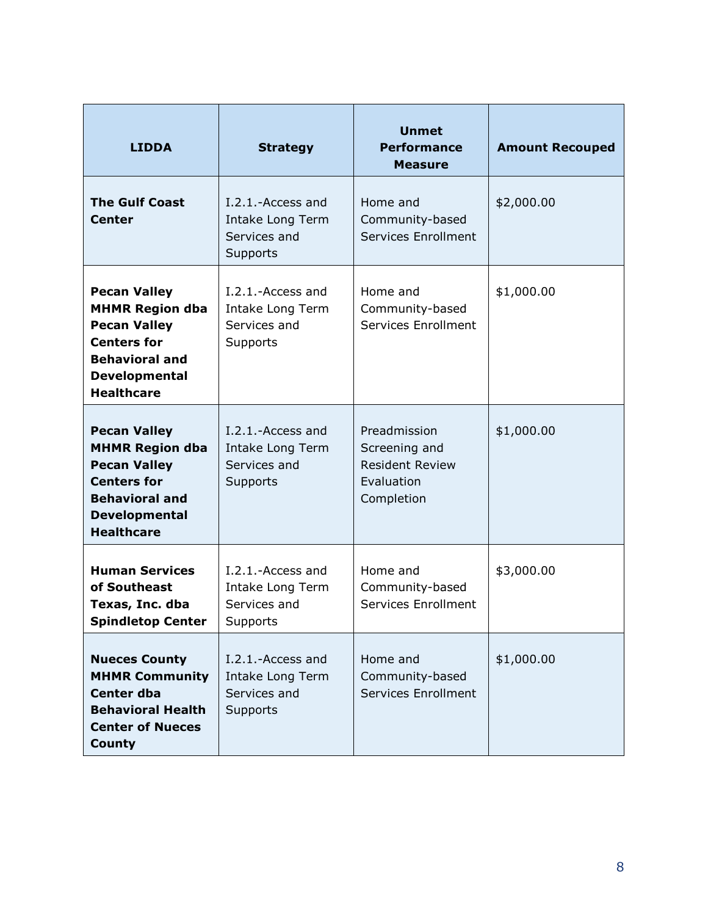| LIDDA | Strategy | Unmet Performance Measure | Amount Recouped |
|---|---|---|---|
| **The Gulf Coast Center** | I.2.1.-Access and Intake Long Term Services and Supports | Home and Community-based Services Enrollment | $2,000.00 |
| **Pecan Valley MHMR Region dba Pecan Valley Centers for Behavioral and Developmental Healthcare** | I.2.1.-Access and Intake Long Term Services and Supports | Home and Community-based Services Enrollment | $1,000.00 |
| **Pecan Valley MHMR Region dba Pecan Valley Centers for Behavioral and Developmental Healthcare** | I.2.1.-Access and Intake Long Term Services and Supports | Preadmission Screening and Resident Review Evaluation Completion | $1,000.00 |
| **Human Services of Southeast Texas, Inc. dba Spindletop Center** | I.2.1.-Access and Intake Long Term Services and Supports | Home and Community-based Services Enrollment | $3,000.00 |
| **Nueces County MHMR Community Center dba Behavioral Health Center of Nueces County** | I.2.1.-Access and Intake Long Term Services and Supports | Home and Community-based Services Enrollment | $1,000.00 |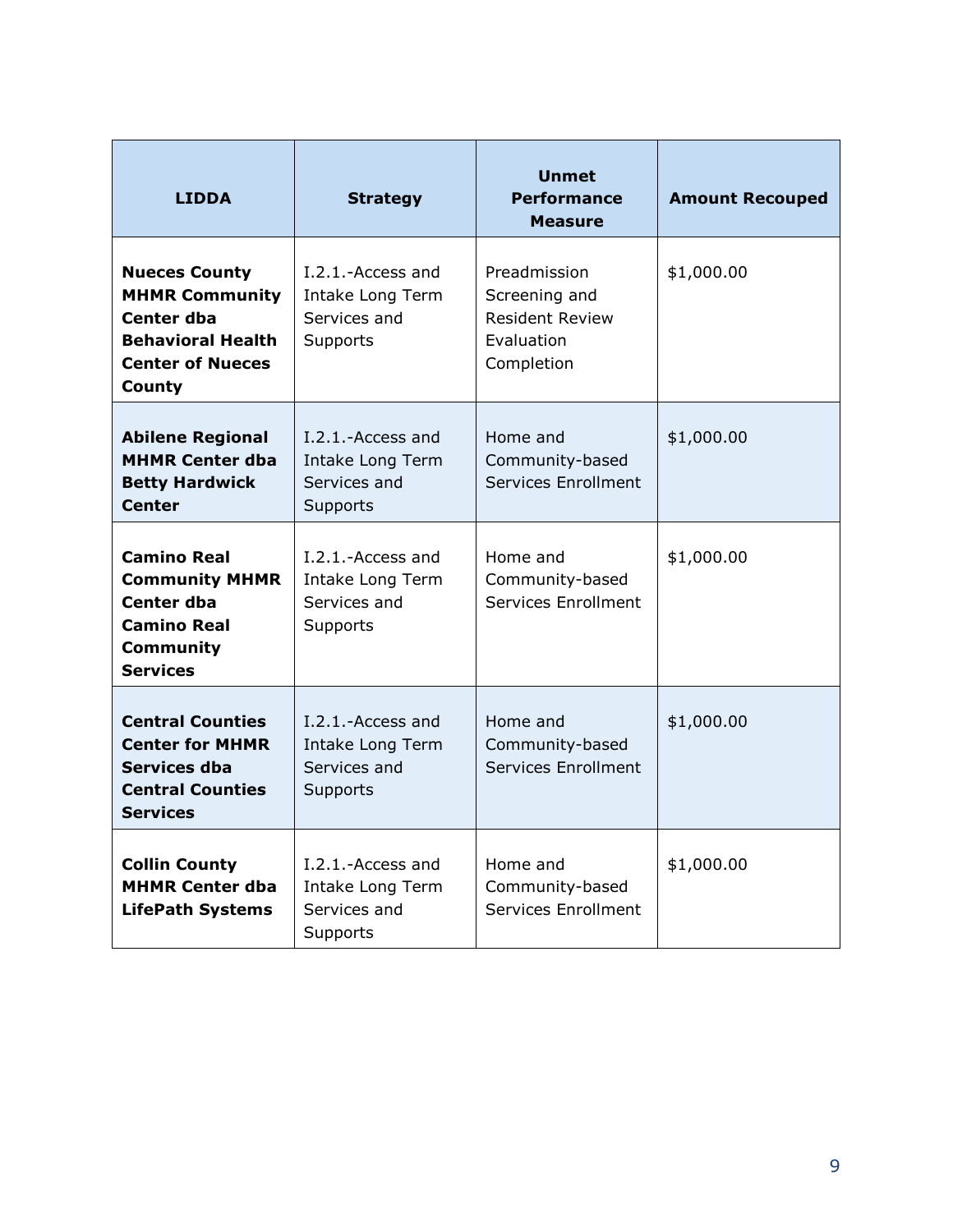| LIDDA | Strategy | Unmet Performance Measure | Amount Recouped |
| --- | --- | --- | --- |
| **Nueces County MHMR Community Center dba Behavioral Health Center of Nueces County** | I.2.1.-Access and Intake Long Term Services and Supports | Preadmission Screening and Resident Review Evaluation Completion | $1,000.00 |
| **Abilene Regional MHMR Center dba Betty Hardwick Center** | I.2.1.-Access and Intake Long Term Services and Supports | Home and Community-based Services Enrollment | $1,000.00 |
| **Camino Real Community MHMR Center dba Camino Real Community Services** | I.2.1.-Access and Intake Long Term Services and Supports | Home and Community-based Services Enrollment | $1,000.00 |
| **Central Counties Center for MHMR Services dba Central Counties Services** | I.2.1.-Access and Intake Long Term Services and Supports | Home and Community-based Services Enrollment | $1,000.00 |
| **Collin County MHMR Center dba LifePath Systems** | I.2.1.-Access and Intake Long Term Services and Supports | Home and Community-based Services Enrollment | $1,000.00 |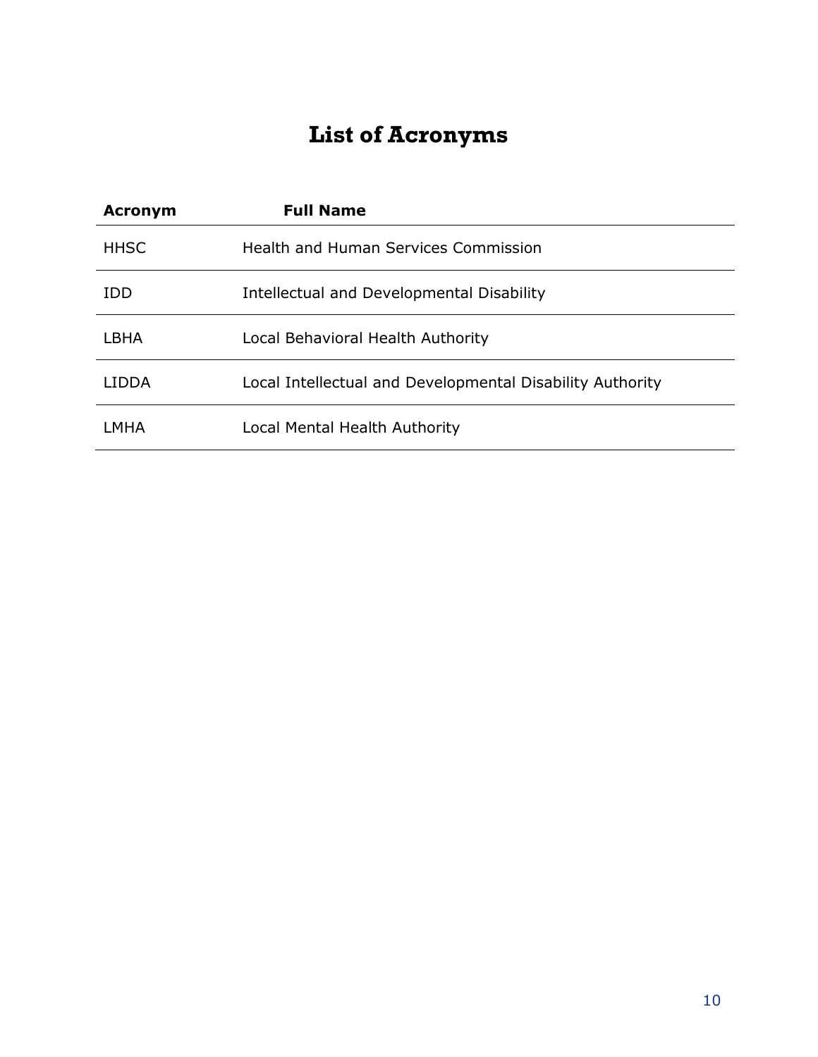# List of Acronyms

| Acronym | Full Name |
|---|---|
| HHSC | Health and Human Services Commission |
| IDD | Intellectual and Developmental Disability |
| LBHA | Local Behavioral Health Authority |
| LIDDA | Local Intellectual and Developmental Disability Authority |
| LMHA | Local Mental Health Authority |